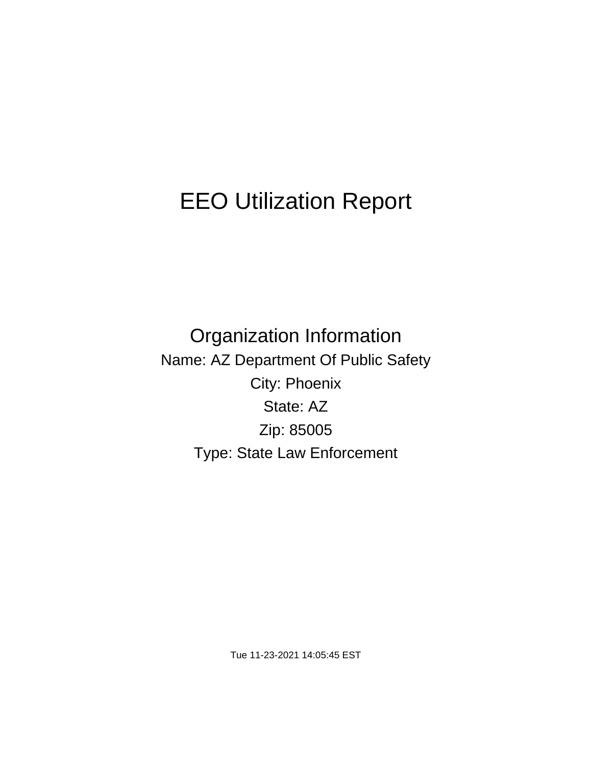# EEO Utilization Report

## Organization Information

Name: AZ Department Of Public Safety

City: Phoenix

State: AZ

Zip: 85005

Type: State Law Enforcement

Tue 11-23-2021 14:05:45 EST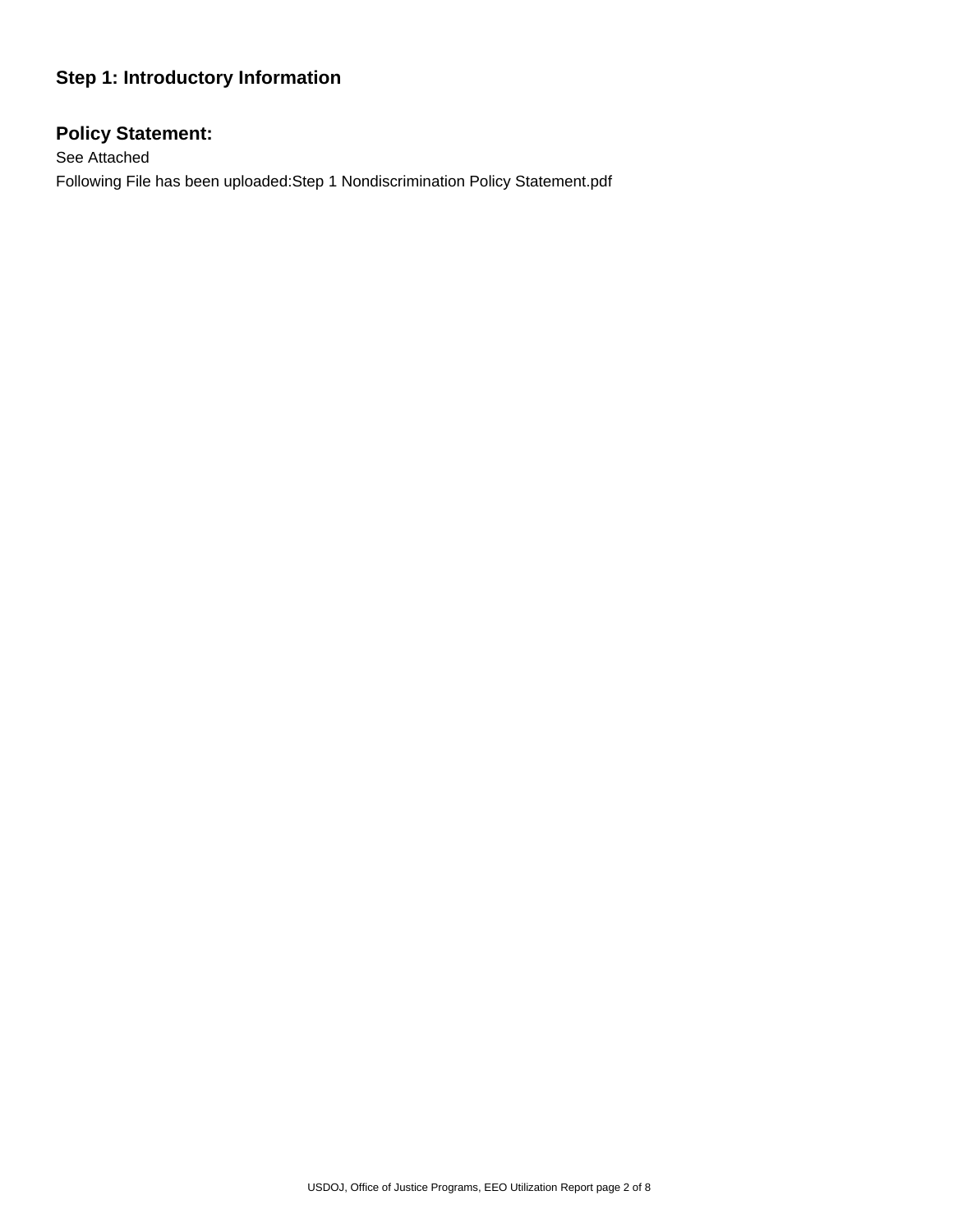## Step 1: Introductory Information

### Policy Statement:

See Attached

Following File has been uploaded:Step 1 Nondiscrimination Policy Statement.pdf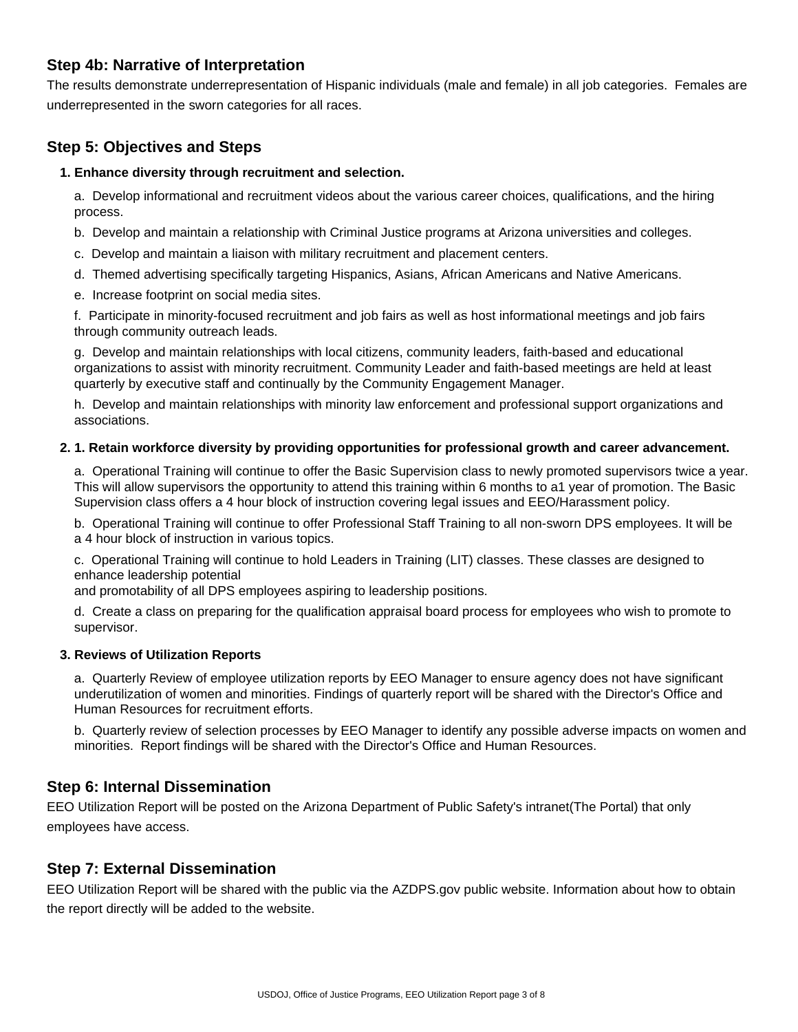## Step 4b: Narrative of Interpretation

The results demonstrate underrepresentation of Hispanic individuals (male and female) in all job categories. Females are underrepresented in the sworn categories for all races.

## Step 5: Objectives and Steps

**1. Enhance diversity through recruitment and selection.**

a. Develop informational and recruitment videos about the various career choices, qualifications, and the hiring process.

b. Develop and maintain a relationship with Criminal Justice programs at Arizona universities and colleges.

c. Develop and maintain a liaison with military recruitment and placement centers.

d. Themed advertising specifically targeting Hispanics, Asians, African Americans and Native Americans.

e. Increase footprint on social media sites.

f. Participate in minority-focused recruitment and job fairs as well as host informational meetings and job fairs through community outreach leads.

g. Develop and maintain relationships with local citizens, community leaders, faith-based and educational organizations to assist with minority recruitment. Community Leader and faith-based meetings are held at least quarterly by executive staff and continually by the Community Engagement Manager.

h. Develop and maintain relationships with minority law enforcement and professional support organizations and associations.

**2. 1. Retain workforce diversity by providing opportunities for professional growth and career advancement.**

a. Operational Training will continue to offer the Basic Supervision class to newly promoted supervisors twice a year. This will allow supervisors the opportunity to attend this training within 6 months to a1 year of promotion. The Basic Supervision class offers a 4 hour block of instruction covering legal issues and EEO/Harassment policy.

b. Operational Training will continue to offer Professional Staff Training to all non-sworn DPS employees. It will be a 4 hour block of instruction in various topics.

c. Operational Training will continue to hold Leaders in Training (LIT) classes. These classes are designed to enhance leadership potential
and promotability of all DPS employees aspiring to leadership positions.

d. Create a class on preparing for the qualification appraisal board process for employees who wish to promote to supervisor.

**3. Reviews of Utilization Reports**

a. Quarterly Review of employee utilization reports by EEO Manager to ensure agency does not have significant underutilization of women and minorities. Findings of quarterly report will be shared with the Director's Office and Human Resources for recruitment efforts.

b. Quarterly review of selection processes by EEO Manager to identify any possible adverse impacts on women and minorities. Report findings will be shared with the Director's Office and Human Resources.

## Step 6: Internal Dissemination

EEO Utilization Report will be posted on the Arizona Department of Public Safety's intranet(The Portal) that only employees have access.

## Step 7: External Dissemination

EEO Utilization Report will be shared with the public via the AZDPS.gov public website. Information about how to obtain the report directly will be added to the website.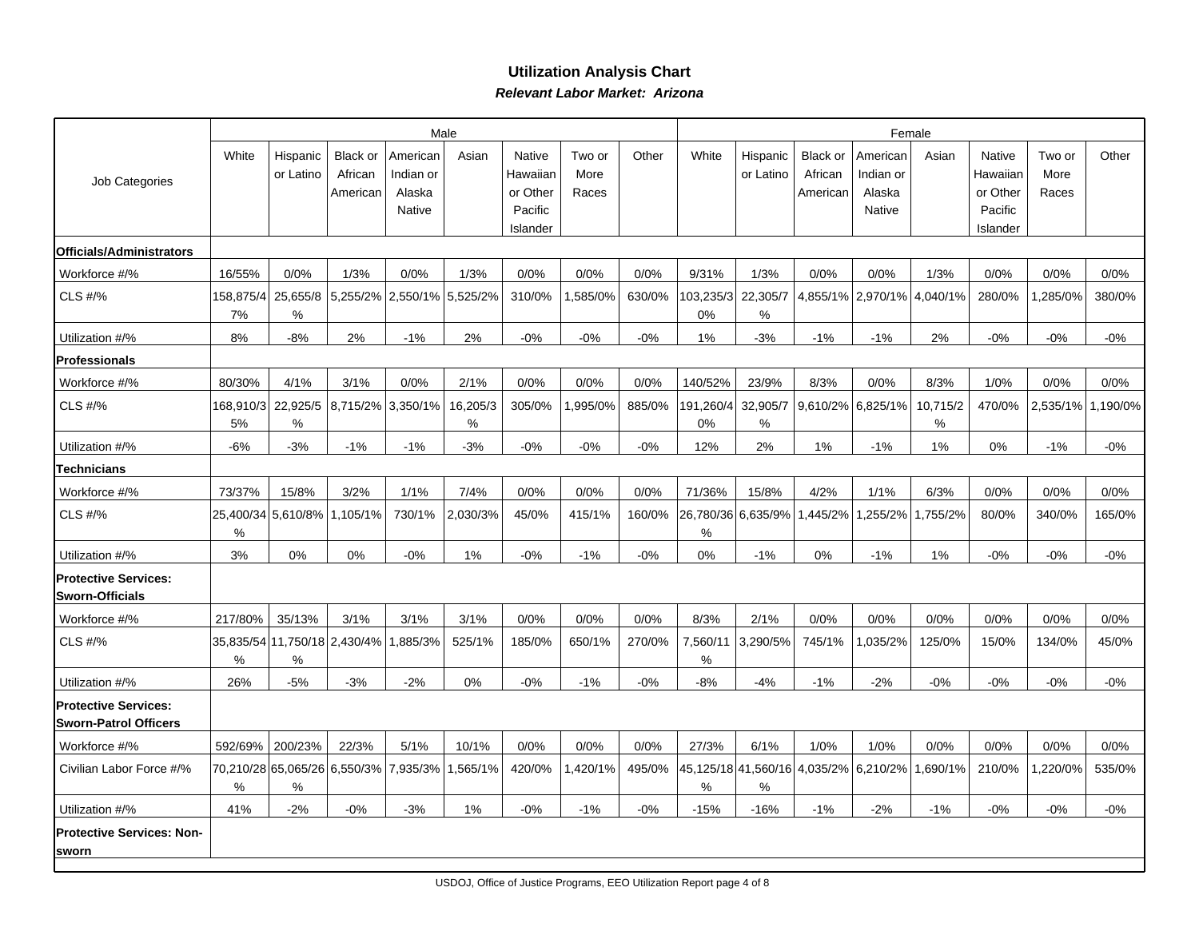## Utilization Analysis Chart

***Relevant Labor Market: Arizona***

| Job Categories | Male | | | | | | | | Female | | | | | | | |
|---|---|---|---|---|---|---|---|---|---|---|---|---|---|---|---|---|
| | White | Hispanic or Latino | Black or African American | American Indian or Alaska Native | Asian | Native Hawaiian or Other Pacific Islander | Two or More Races | Other | White | Hispanic or Latino | Black or African American | American Indian or Alaska Native | Asian | Native Hawaiian or Other Pacific Islander | Two or More Races | Other |
| **Officials/Administrators** | | | | | | | | | | | | | | | | |
| Workforce #/% | 16/55% | 0/0% | 1/3% | 0/0% | 1/3% | 0/0% | 0/0% | 0/0% | 9/31% | 1/3% | 0/0% | 0/0% | 1/3% | 0/0% | 0/0% | 0/0% |
| CLS #/% | 158,875/47% | 25,655/8% | 5,255/2% | 2,550/1% | 5,525/2% | 310/0% | 1,585/0% | 630/0% | 103,235/30% | 22,305/7% | 4,855/1% | 2,970/1% | 4,040/1% | 280/0% | 1,285/0% | 380/0% |
| Utilization #/% | 8% | -8% | 2% | -1% | 2% | -0% | -0% | -0% | 1% | -3% | -1% | -1% | 2% | -0% | -0% | -0% |
| **Professionals** | | | | | | | | | | | | | | | | |
| Workforce #/% | 80/30% | 4/1% | 3/1% | 0/0% | 2/1% | 0/0% | 0/0% | 0/0% | 140/52% | 23/9% | 8/3% | 0/0% | 8/3% | 1/0% | 0/0% | 0/0% |
| CLS #/% | 168,910/35% | 22,925/5% | 8,715/2% | 3,350/1% | 16,205/3% | 305/0% | 1,995/0% | 885/0% | 191,260/40% | 32,905/7% | 9,610/2% | 6,825/1% | 10,715/2% | 470/0% | 2,535/1% | 1,190/0% |
| Utilization #/% | -6% | -3% | -1% | -1% | -3% | -0% | -0% | -0% | 12% | 2% | 1% | -1% | 1% | 0% | -1% | -0% |
| **Technicians** | | | | | | | | | | | | | | | | |
| Workforce #/% | 73/37% | 15/8% | 3/2% | 1/1% | 7/4% | 0/0% | 0/0% | 0/0% | 71/36% | 15/8% | 4/2% | 1/1% | 6/3% | 0/0% | 0/0% | 0/0% |
| CLS #/% | 25,400/34% | 5,610/8% | 1,105/1% | 730/1% | 2,030/3% | 45/0% | 415/1% | 160/0% | 26,780/36% | 6,635/9% | 1,445/2% | 1,255/2% | 1,755/2% | 80/0% | 340/0% | 165/0% |
| Utilization #/% | 3% | 0% | 0% | -0% | 1% | -0% | -1% | -0% | 0% | -1% | 0% | -1% | 1% | -0% | -0% | -0% |
| **Protective Services: Sworn-Officials** | | | | | | | | | | | | | | | | |
| Workforce #/% | 217/80% | 35/13% | 3/1% | 3/1% | 3/1% | 0/0% | 0/0% | 0/0% | 8/3% | 2/1% | 0/0% | 0/0% | 0/0% | 0/0% | 0/0% | 0/0% |
| CLS #/% | 35,835/54% | 11,750/18% | 2,430/4% | 1,885/3% | 525/1% | 185/0% | 650/1% | 270/0% | 7,560/11% | 3,290/5% | 745/1% | 1,035/2% | 125/0% | 15/0% | 134/0% | 45/0% |
| Utilization #/% | 26% | -5% | -3% | -2% | 0% | -0% | -1% | -0% | -8% | -4% | -1% | -2% | -0% | -0% | -0% | -0% |
| **Protective Services: Sworn-Patrol Officers** | | | | | | | | | | | | | | | | |
| Workforce #/% | 592/69% | 200/23% | 22/3% | 5/1% | 10/1% | 0/0% | 0/0% | 0/0% | 27/3% | 6/1% | 1/0% | 1/0% | 0/0% | 0/0% | 0/0% | 0/0% |
| Civilian Labor Force #/% | 70,210/28% | 65,065/26% | 6,550/3% | 7,935/3% | 1,565/1% | 420/0% | 1,420/1% | 495/0% | 45,125/18% | 41,560/16% | 4,035/2% | 6,210/2% | 1,690/1% | 210/0% | 1,220/0% | 535/0% |
| Utilization #/% | 41% | -2% | -0% | -3% | 1% | -0% | -1% | -0% | -15% | -16% | -1% | -2% | -1% | -0% | -0% | -0% |
| **Protective Services: Non-sworn** | | | | | | | | | | | | | | | | |

USDOJ, Office of Justice Programs, EEO Utilization Report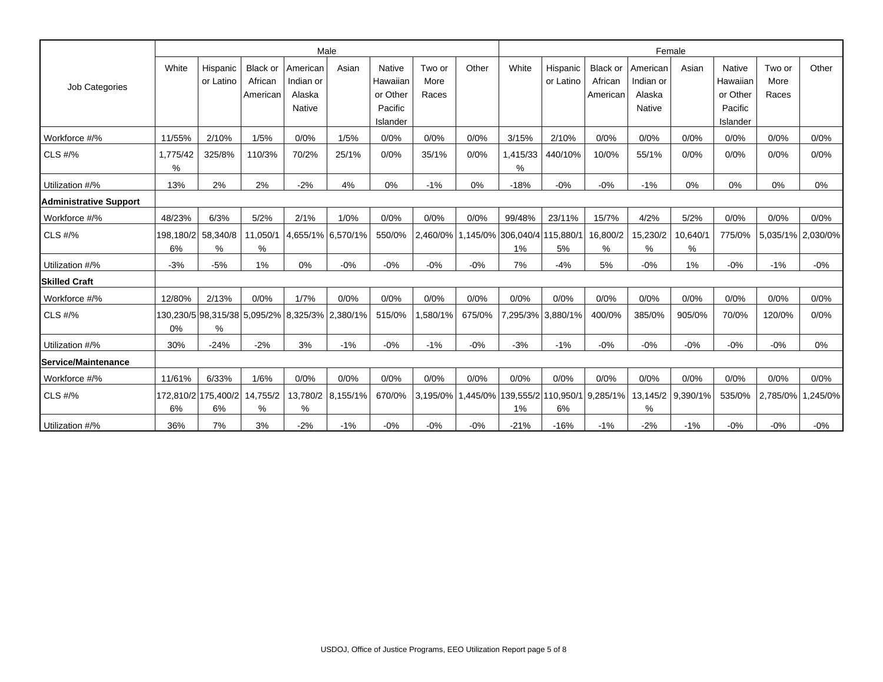| Job Categories | Male | | | | | | | | Female | | | | | | | |
|---|---|---|---|---|---|---|---|---|---|---|---|---|---|---|---|---|
| | White | Hispanic or Latino | Black or African American | American Indian or Alaska Native | Asian | Native Hawaiian or Other Pacific Islander | Two or More Races | Other | White | Hispanic or Latino | Black or African American | American Indian or Alaska Native | Asian | Native Hawaiian or Other Pacific Islander | Two or More Races | Other |
| Workforce #/% | 11/55% | 2/10% | 1/5% | 0/0% | 1/5% | 0/0% | 0/0% | 0/0% | 3/15% | 2/10% | 0/0% | 0/0% | 0/0% | 0/0% | 0/0% | 0/0% |
| CLS #/% | 1,775/42% | 325/8% | 110/3% | 70/2% | 25/1% | 0/0% | 35/1% | 0/0% | 1,415/33% | 440/10% | 10/0% | 55/1% | 0/0% | 0/0% | 0/0% | 0/0% |
| Utilization #/% | 13% | 2% | 2% | -2% | 4% | 0% | -1% | 0% | -18% | -0% | -0% | -1% | 0% | 0% | 0% | 0% |
| **Administrative Support** | | | | | | | | | | | | | | | | |
| Workforce #/% | 48/23% | 6/3% | 5/2% | 2/1% | 1/0% | 0/0% | 0/0% | 0/0% | 99/48% | 23/11% | 15/7% | 4/2% | 5/2% | 0/0% | 0/0% | 0/0% |
| CLS #/% | 198,180/26% | 58,340/8% | 11,050/1% | 4,655/1% | 6,570/1% | 550/0% | 2,460/0% | 1,145/0% | 306,040/41% | 115,880/15% | 16,800/2% | 15,230/2% | 10,640/1% | 775/0% | 5,035/1% | 2,030/0% |
| Utilization #/% | -3% | -5% | 1% | 0% | -0% | -0% | -0% | -0% | 7% | -4% | 5% | -0% | 1% | -0% | -1% | -0% |
| **Skilled Craft** | | | | | | | | | | | | | | | | |
| Workforce #/% | 12/80% | 2/13% | 0/0% | 1/7% | 0/0% | 0/0% | 0/0% | 0/0% | 0/0% | 0/0% | 0/0% | 0/0% | 0/0% | 0/0% | 0/0% | 0/0% |
| CLS #/% | 130,230/50% | 98,315/38% | 5,095/2% | 8,325/3% | 2,380/1% | 515/0% | 1,580/1% | 675/0% | 7,295/3% | 3,880/1% | 400/0% | 385/0% | 905/0% | 70/0% | 120/0% | 0/0% |
| Utilization #/% | 30% | -24% | -2% | 3% | -1% | -0% | -1% | -0% | -3% | -1% | -0% | -0% | -0% | -0% | -0% | 0% |
| **Service/Maintenance** | | | | | | | | | | | | | | | | |
| Workforce #/% | 11/61% | 6/33% | 1/6% | 0/0% | 0/0% | 0/0% | 0/0% | 0/0% | 0/0% | 0/0% | 0/0% | 0/0% | 0/0% | 0/0% | 0/0% | 0/0% |
| CLS #/% | 172,810/26% | 175,400/26% | 14,755/2% | 13,780/2% | 8,155/1% | 670/0% | 3,195/0% | 1,445/0% | 139,555/21% | 110,950/16% | 9,285/1% | 13,145/2% | 9,390/1% | 535/0% | 2,785/0% | 1,245/0% |
| Utilization #/% | 36% | 7% | 3% | -2% | -1% | -0% | -0% | -0% | -21% | -16% | -1% | -2% | -1% | -0% | -0% | -0% |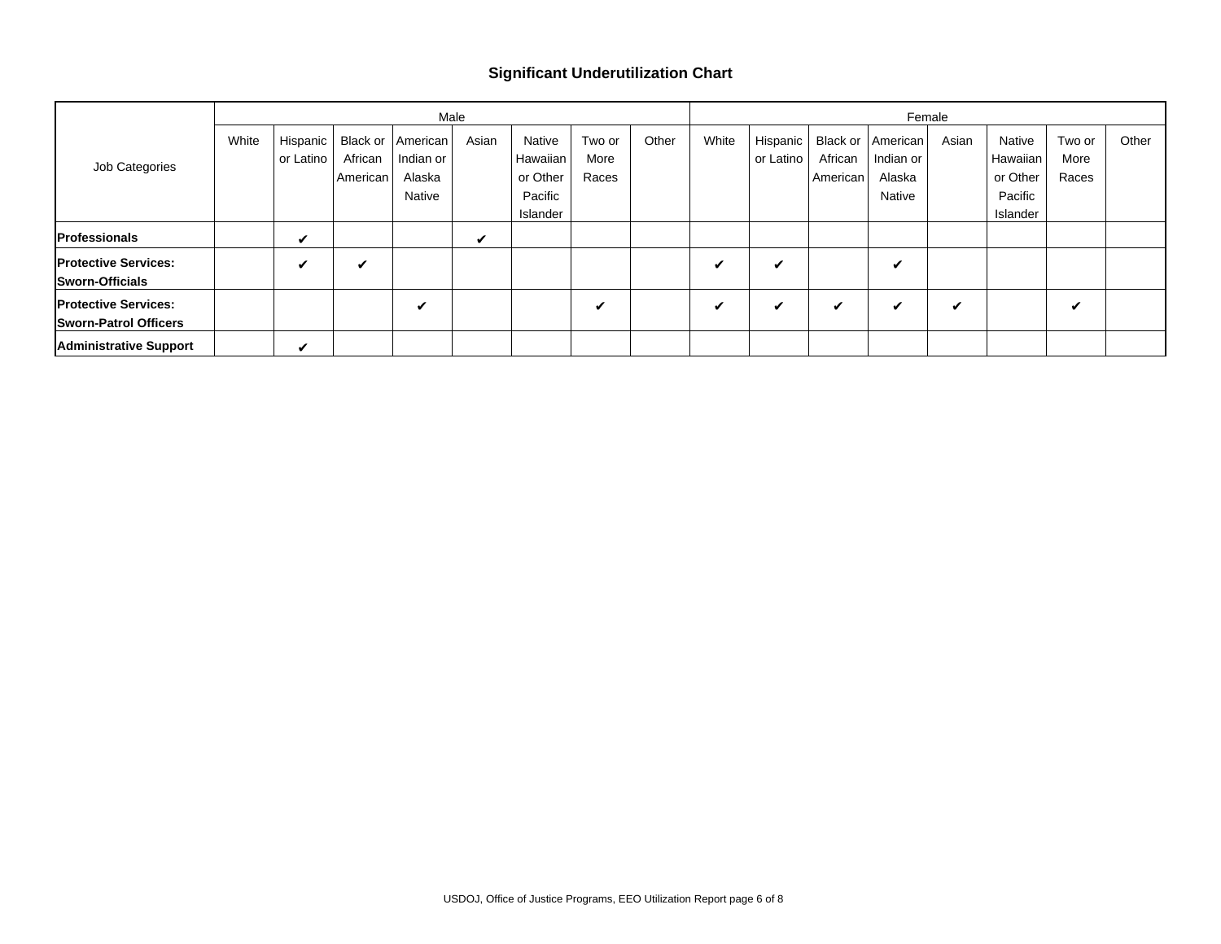### Significant Underutilization Chart

| Job Categories | Male | | | | | | | | Female | | | | | | | |
|---|---|---|---|---|---|---|---|---|---|---|---|---|---|---|---|---|
| | White | Hispanic or Latino | Black or African American | American Indian or Alaska Native | Asian | Native Hawaiian or Other Pacific Islander | Two or More Races | Other | White | Hispanic or Latino | Black or African American | American Indian or Alaska Native | Asian | Native Hawaiian or Other Pacific Islander | Two or More Races | Other |
| **Professionals** | | ✔ | | | ✔ | | | | | | | | | | | |
| **Protective Services: Sworn-Officials** | | ✔ | ✔ | | | | | | ✔ | ✔ | | ✔ | | | | |
| **Protective Services: Sworn-Patrol Officers** | | | | ✔ | | | ✔ | | ✔ | ✔ | ✔ | ✔ | ✔ | | ✔ | |
| **Administrative Support** | | ✔ | | | | | | | | | | | | | | |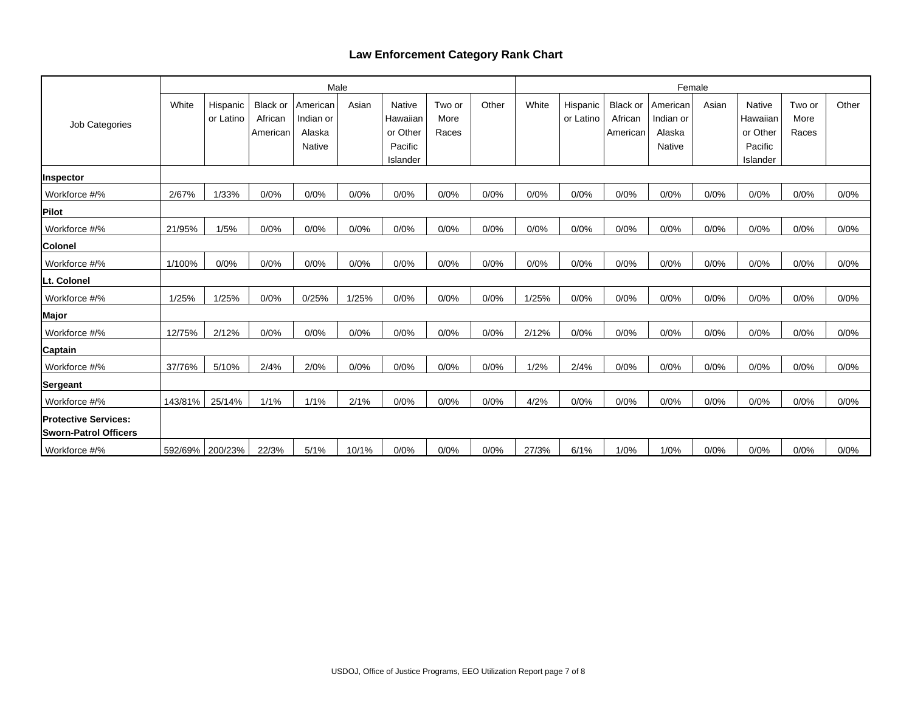# Law Enforcement Category Rank Chart

| Job Categories | Male | | | | | | | | Female | | | | | | | |
|---|---|---|---|---|---|---|---|---|---|---|---|---|---|---|---|---|
| | White | Hispanic or Latino | Black or African American | American Indian or Alaska Native | Asian | Native Hawaiian or Other Pacific Islander | Two or More Races | Other | White | Hispanic or Latino | Black or African American | American Indian or Alaska Native | Asian | Native Hawaiian or Other Pacific Islander | Two or More Races | Other |
| **Inspector** | | | | | | | | | | | | | | | | |
| Workforce #/% | 2/67% | 1/33% | 0/0% | 0/0% | 0/0% | 0/0% | 0/0% | 0/0% | 0/0% | 0/0% | 0/0% | 0/0% | 0/0% | 0/0% | 0/0% | 0/0% |
| **Pilot** | | | | | | | | | | | | | | | | |
| Workforce #/% | 21/95% | 1/5% | 0/0% | 0/0% | 0/0% | 0/0% | 0/0% | 0/0% | 0/0% | 0/0% | 0/0% | 0/0% | 0/0% | 0/0% | 0/0% | 0/0% |
| **Colonel** | | | | | | | | | | | | | | | | |
| Workforce #/% | 1/100% | 0/0% | 0/0% | 0/0% | 0/0% | 0/0% | 0/0% | 0/0% | 0/0% | 0/0% | 0/0% | 0/0% | 0/0% | 0/0% | 0/0% | 0/0% |
| **Lt. Colonel** | | | | | | | | | | | | | | | | |
| Workforce #/% | 1/25% | 1/25% | 0/0% | 0/25% | 1/25% | 0/0% | 0/0% | 0/0% | 1/25% | 0/0% | 0/0% | 0/0% | 0/0% | 0/0% | 0/0% | 0/0% |
| **Major** | | | | | | | | | | | | | | | | |
| Workforce #/% | 12/75% | 2/12% | 0/0% | 0/0% | 0/0% | 0/0% | 0/0% | 0/0% | 2/12% | 0/0% | 0/0% | 0/0% | 0/0% | 0/0% | 0/0% | 0/0% |
| **Captain** | | | | | | | | | | | | | | | | |
| Workforce #/% | 37/76% | 5/10% | 2/4% | 2/0% | 0/0% | 0/0% | 0/0% | 0/0% | 1/2% | 2/4% | 0/0% | 0/0% | 0/0% | 0/0% | 0/0% | 0/0% |
| **Sergeant** | | | | | | | | | | | | | | | | |
| Workforce #/% | 143/81% | 25/14% | 1/1% | 1/1% | 2/1% | 0/0% | 0/0% | 0/0% | 4/2% | 0/0% | 0/0% | 0/0% | 0/0% | 0/0% | 0/0% | 0/0% |
| **Protective Services: Sworn-Patrol Officers** | | | | | | | | | | | | | | | | |
| Workforce #/% | 592/69% | 200/23% | 22/3% | 5/1% | 10/1% | 0/0% | 0/0% | 0/0% | 27/3% | 6/1% | 1/0% | 1/0% | 0/0% | 0/0% | 0/0% | 0/0% |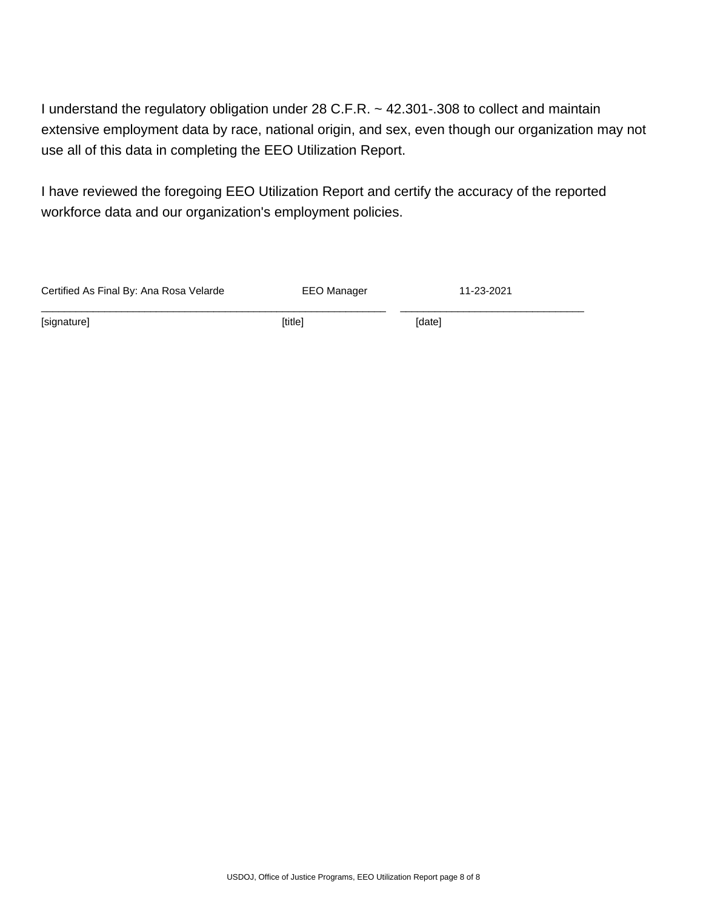I understand the regulatory obligation under 28 C.F.R. ~ 42.301-.308 to collect and maintain extensive employment data by race, national origin, and sex, even though our organization may not use all of this data in completing the EEO Utilization Report.

I have reviewed the foregoing EEO Utilization Report and certify the accuracy of the reported workforce data and our organization's employment policies.

| | | |
|---|---|---|
| Certified As Final By: Ana Rosa Velarde | EEO Manager | 11-23-2021 |
| [signature] | [title] | [date] |